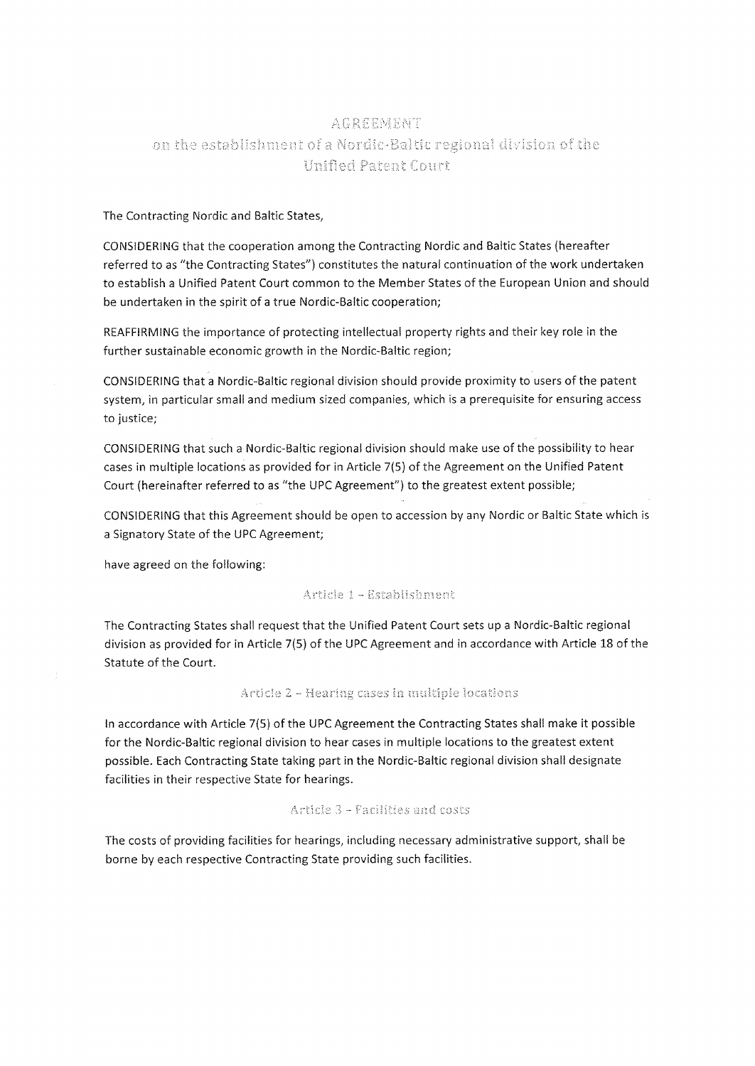# AGREEMENT

## on the establishment of a Nordic-Baltic regional division of the Unified Patent Court

The Contracting Nordic and Baltic States,

CONSIDERING that the cooperation among the Contracting Nordic and Baltic States (hereafter referred to as "the Contracting States") constitutes the natural continuation of the work undertaken to establish a Unified Patent Court common to the Member States of the European Union and should be undertaken in the spirit of a true Nordic-Baltic cooperation;

REAFFIRMING the importance of protecting intellectual property rights and their key role in the further sustainable economic growth in the Nordic-Baltic region;

CONSIDERING that a Nordic-Baltic regional division should provide proximity to users of the patent system, in particular small and medium sized companies, which is a prerequisite for ensuring access to justice;

CONSIDERING that such a Nordic-Baltic regional division should make use of the possibility to hear cases in multiple locations as provided for in Article 7(5) of the Agreement on the Unified Patent Court (hereinafter referred to as "the UPC Agreement") to the greatest extent possible;

CONSIDERING that this Agreement should be open to accession by any Nordic or Baltic State which is a Signatory State of the UPC Agreement;

have agreed on the following:

### Article 1 – Establishment

The Contracting States shall request that the Unified Patent Court sets up a Nordic-Baltic regional division as provided for in Article 7(5) of the UPC Agreement and in accordance with Article 18 of the Statute of the Court.

### Article 2 – Hearing cases in multiple locations

In accordance with Article 7(5) of the UPC Agreement the Contracting States shall make it possible for the Nordic-Baltic regional division to hear cases in multiple locations to the greatest extent possible. Each Contracting State taking part in the Nordic-Baltic regional division shall designate facilities in their respective State for hearings.

### Article 3 – Facilities and costs

The costs of providing facilities for hearings, including necessary administrative support, shall be borne by each respective Contracting State providing such facilities.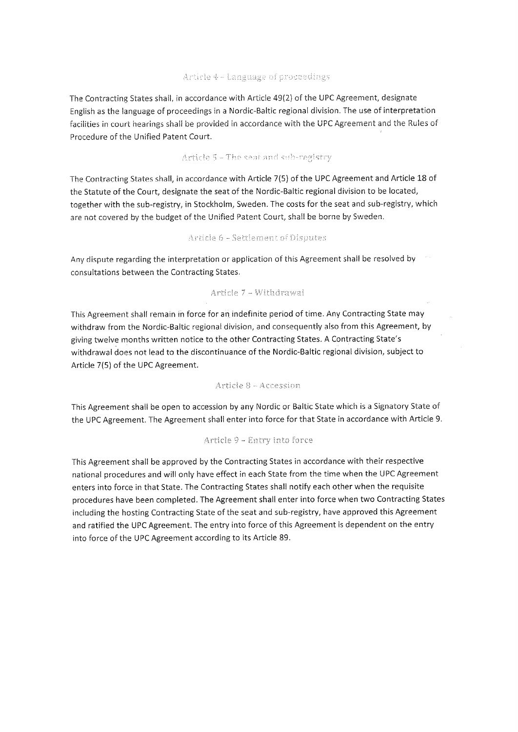## Article 4 – Language of proceedings

The Contracting States shall, in accordance with Article 49(2) of the UPC Agreement, designate English as the language of proceedings in a Nordic-Baltic regional division. The use of interpretation facilities in court hearings shall be provided in accordance with the UPC Agreement and the Rules of Procedure of the Unified Patent Court.

## Article 5 – The seat and sub-registry

The Contracting States shall, in accordance with Article 7(5) of the UPC Agreement and Article 18 of the Statute of the Court, designate the seat of the Nordic-Baltic regional division to be located, together with the sub-registry, in Stockholm, Sweden. The costs for the seat and sub-registry, which are not covered by the budget of the Unified Patent Court, shall be borne by Sweden.

## Article 6 – Settlement of Disputes

Any dispute regarding the interpretation or application of this Agreement shall be resolved by consultations between the Contracting States.

## Article 7 – Withdrawal

This Agreement shall remain in force for an indefinite period of time. Any Contracting State may withdraw from the Nordic-Baltic regional division, and consequently also from this Agreement, by giving twelve months written notice to the other Contracting States. A Contracting State's withdrawal does not lead to the discontinuance of the Nordic-Baltic regional division, subject to Article 7(5) of the UPC Agreement.

## Article 8 – Accession

This Agreement shall be open to accession by any Nordic or Baltic State which is a Signatory State of the UPC Agreement. The Agreement shall enter into force for that State in accordance with Article 9.

## Article 9 – Entry into force

This Agreement shall be approved by the Contracting States in accordance with their respective national procedures and will only have effect in each State from the time when the UPC Agreement enters into force in that State. The Contracting States shall notify each other when the requisite procedures have been completed. The Agreement shall enter into force when two Contracting States including the hosting Contracting State of the seat and sub-registry, have approved this Agreement and ratified the UPC Agreement. The entry into force of this Agreement is dependent on the entry into force of the UPC Agreement according to its Article 89.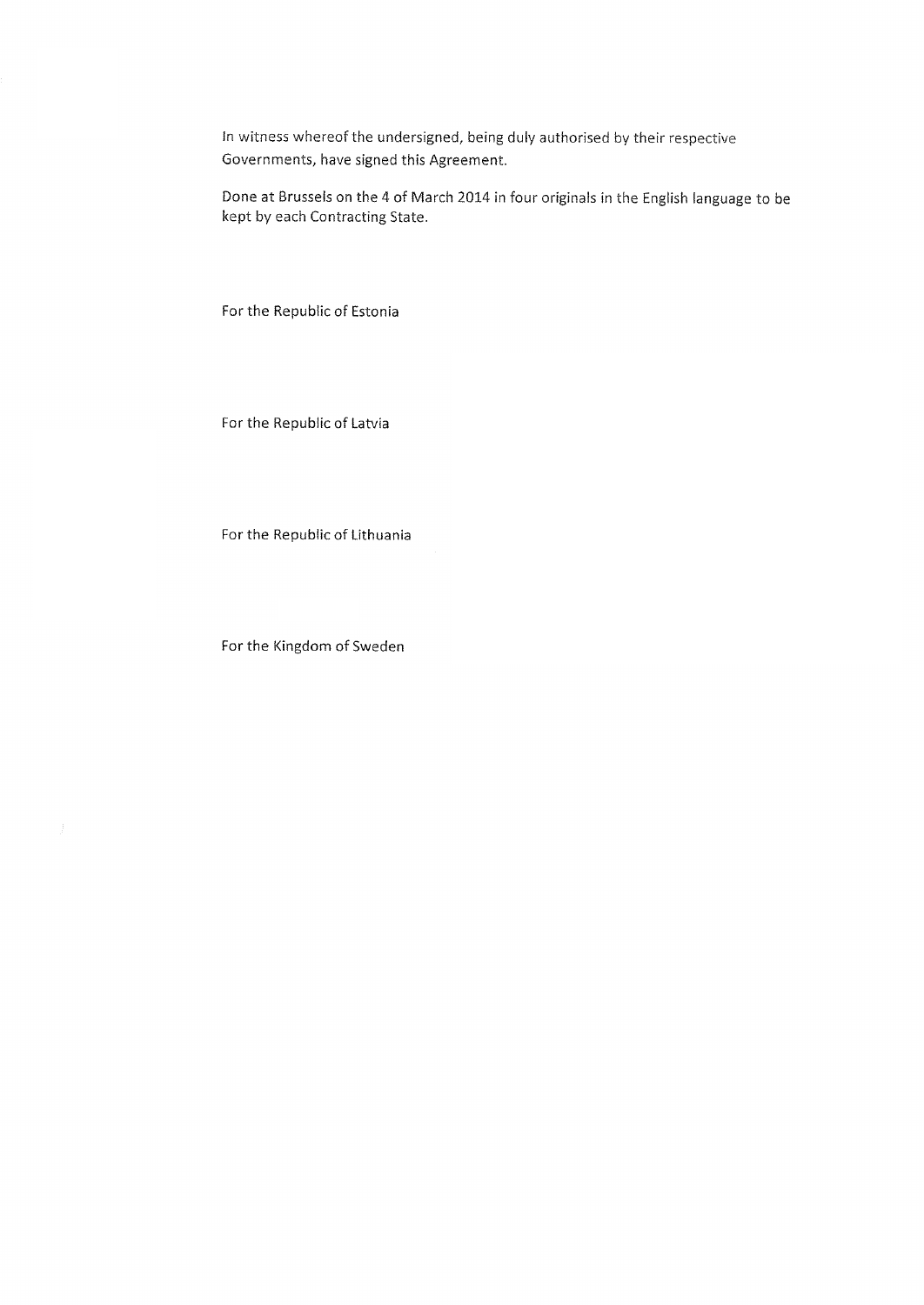In witness whereof the undersigned, being duly authorised by their respective Governments, have signed this Agreement.

Done at Brussels on the 4 of March 2014 in four originals in the English language to be kept by each Contracting State.

For the Republic of Estonia

For the Republic of Latvia

For the Republic of Lithuania

For the Kingdom of Sweden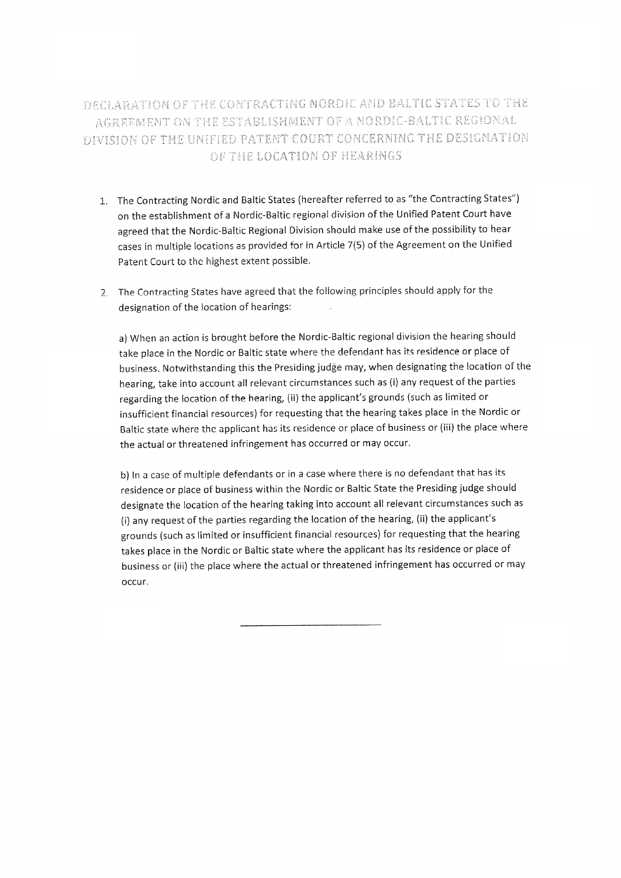# DECLARATION OF THE CONTRACTING NORDIC AND BALTIC STATES TO THE AGREEMENT ON THE ESTABLISHMENT OF A NORDIC-BALTIC REGIONAL DIVISION OF THE UNIFIED PATENT COURT CONCERNING THE DESIGNATION OF THE LOCATION OF HEARINGS

1. The Contracting Nordic and Baltic States (hereafter referred to as "the Contracting States") on the establishment of a Nordic-Baltic regional division of the Unified Patent Court have agreed that the Nordic-Baltic Regional Division should make use of the possibility to hear cases in multiple locations as provided for in Article 7(5) of the Agreement on the Unified Patent Court to the highest extent possible.

2. The Contracting States have agreed that the following principles should apply for the designation of the location of hearings:

   a) When an action is brought before the Nordic-Baltic regional division the hearing should take place in the Nordic or Baltic state where the defendant has its residence or place of business. Notwithstanding this the Presiding judge may, when designating the location of the hearing, take into account all relevant circumstances such as (i) any request of the parties regarding the location of the hearing, (ii) the applicant's grounds (such as limited or insufficient financial resources) for requesting that the hearing takes place in the Nordic or Baltic state where the applicant has its residence or place of business or (iii) the place where the actual or threatened infringement has occurred or may occur.

   b) In a case of multiple defendants or in a case where there is no defendant that has its residence or place of business within the Nordic or Baltic State the Presiding judge should designate the location of the hearing taking into account all relevant circumstances such as (i) any request of the parties regarding the location of the hearing, (ii) the applicant's grounds (such as limited or insufficient financial resources) for requesting that the hearing takes place in the Nordic or Baltic state where the applicant has its residence or place of business or (iii) the place where the actual or threatened infringement has occurred or may occur.

---